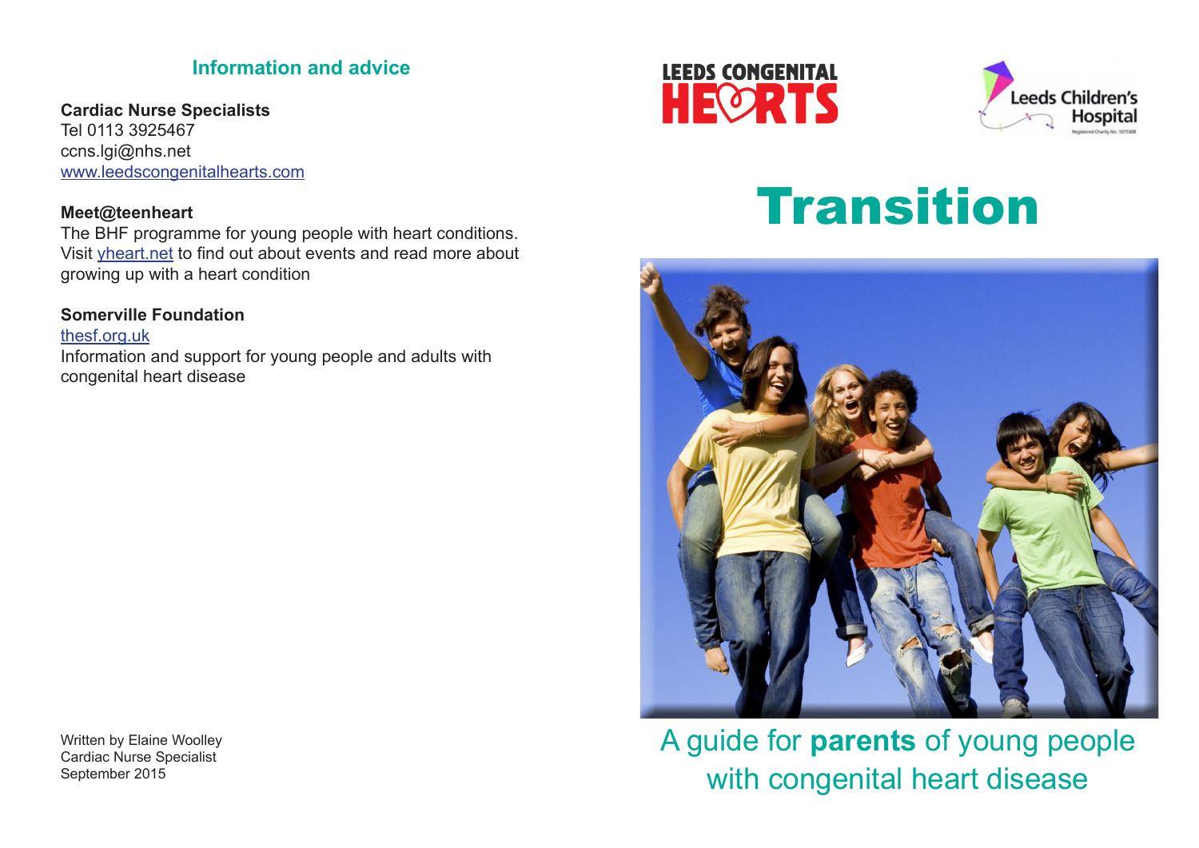## Information and advice

**Cardiac Nurse Specialists**
Tel 0113 3925467
ccns.lgi@nhs.net
www.leedscongenitalhearts.com

**Meet@teenheart**
The BHF programme for young people with heart conditions. Visit yheart.net to find out about events and read more about growing up with a heart condition

**Somerville Foundation**
thesf.org.uk
Information and support for young people and adults with congenital heart disease

Written by Elaine Woolley
Cardiac Nurse Specialist
September 2015

LEEDS CONGENITAL HEARTS

Leeds Children's Hospital

Registered Charity No. 1075308

# Transition

A guide for **parents** of young people with congenital heart disease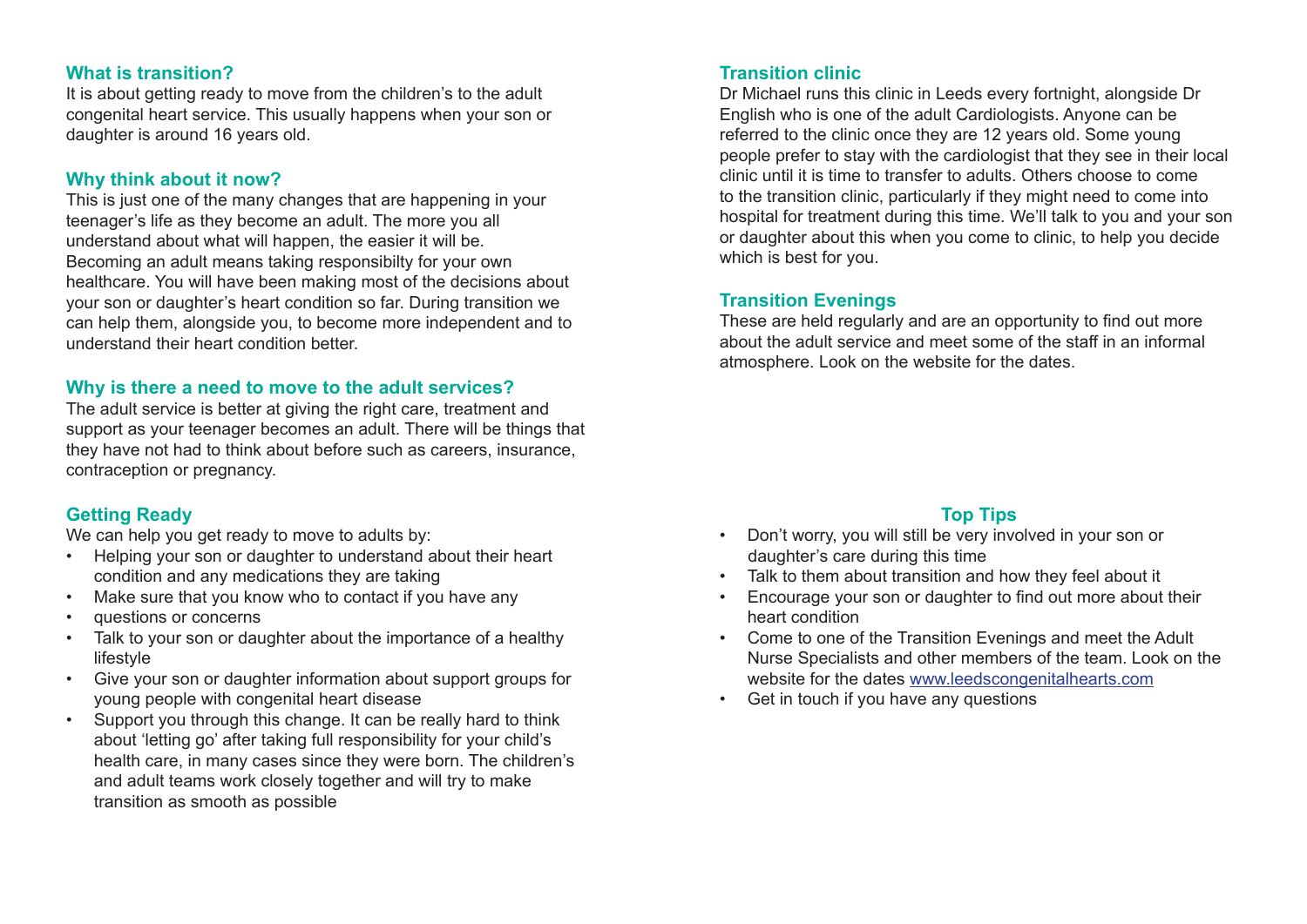## What is transition?

It is about getting ready to move from the children's to the adult congenital heart service. This usually happens when your son or daughter is around 16 years old.

## Why think about it now?

This is just one of the many changes that are happening in your teenager's life as they become an adult. The more you all understand about what will happen, the easier it will be. Becoming an adult means taking responsibilty for your own healthcare. You will have been making most of the decisions about your son or daughter's heart condition so far. During transition we can help them, alongside you, to become more independent and to understand their heart condition better.

## Why is there a need to move to the adult services?

The adult service is better at giving the right care, treatment and support as your teenager becomes an adult. There will be things that they have not had to think about before such as careers, insurance, contraception or pregnancy.

## Getting Ready

We can help you get ready to move to adults by:

- Helping your son or daughter to understand about their heart condition and any medications they are taking
- Make sure that you know who to contact if you have any
- questions or concerns
- Talk to your son or daughter about the importance of a healthy lifestyle
- Give your son or daughter information about support groups for young people with congenital heart disease
- Support you through this change. It can be really hard to think about 'letting go' after taking full responsibility for your child's health care, in many cases since they were born. The children's and adult teams work closely together and will try to make transition as smooth as possible

## Transition clinic

Dr Michael runs this clinic in Leeds every fortnight, alongside Dr English who is one of the adult Cardiologists. Anyone can be referred to the clinic once they are 12 years old. Some young people prefer to stay with the cardiologist that they see in their local clinic until it is time to transfer to adults. Others choose to come to the transition clinic, particularly if they might need to come into hospital for treatment during this time. We'll talk to you and your son or daughter about this when you come to clinic, to help you decide which is best for you.

## Transition Evenings

These are held regularly and are an opportunity to find out more about the adult service and meet some of the staff in an informal atmosphere. Look on the website for the dates.

## Top Tips

- Don't worry, you will still be very involved in your son or daughter's care during this time
- Talk to them about transition and how they feel about it
- Encourage your son or daughter to find out more about their heart condition
- Come to one of the Transition Evenings and meet the Adult Nurse Specialists and other members of the team. Look on the website for the dates www.leedscongenitalhearts.com
- Get in touch if you have any questions